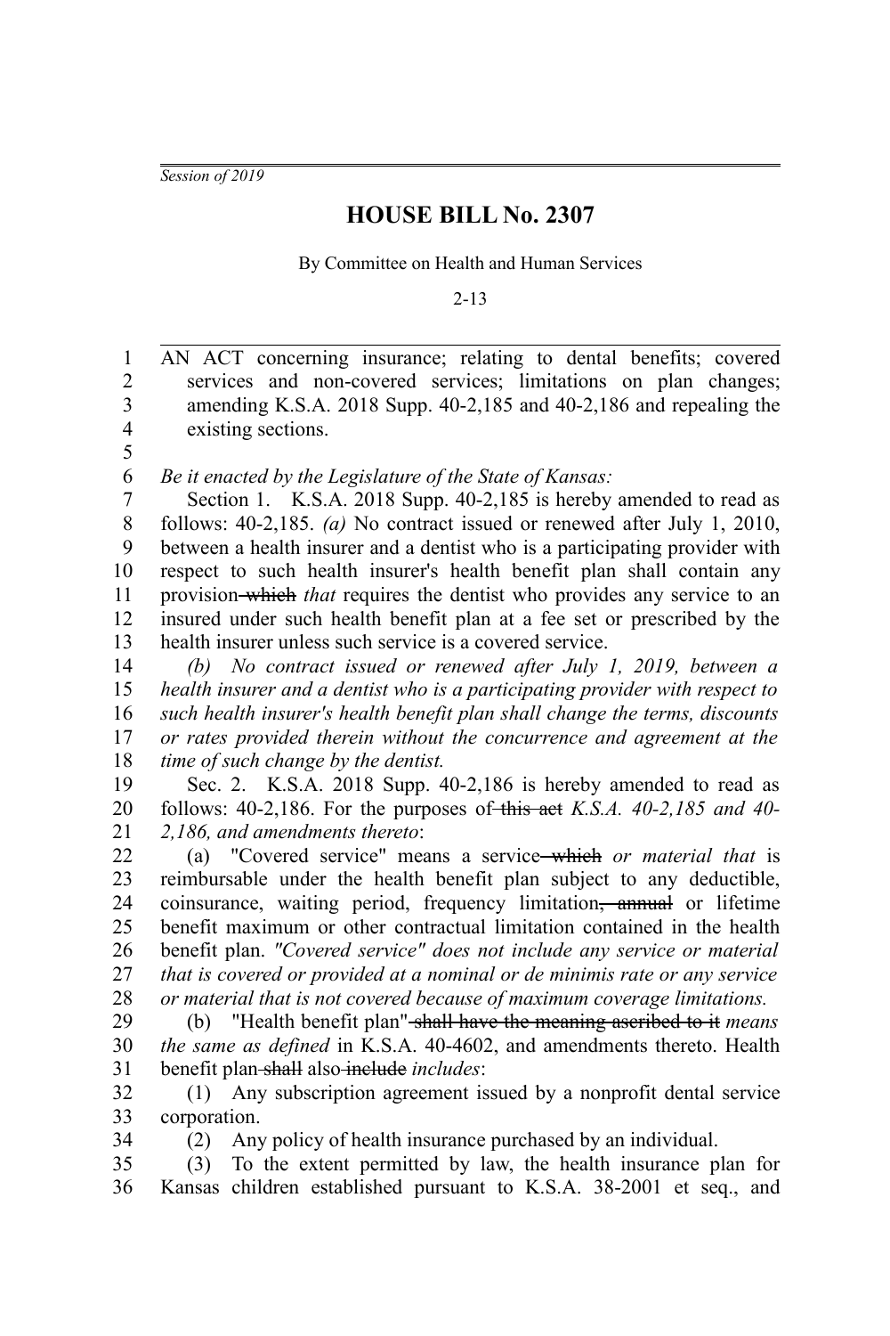*Session of 2019*

# HOUSE BILL No. 2307

By Committee on Health and Human Services

2-13

AN ACT concerning insurance; relating to dental benefits; covered services and non-covered services; limitations on plan changes; amending K.S.A. 2018 Supp. 40-2,185 and 40-2,186 and repealing the existing sections.

*Be it enacted by the Legislature of the State of Kansas:*

Section 1. K.S.A. 2018 Supp. 40-2,185 is hereby amended to read as follows: 40-2,185. *(a)* No contract issued or renewed after July 1, 2010, between a health insurer and a dentist who is a participating provider with respect to such health insurer's health benefit plan shall contain any provision ~~which~~ *that* requires the dentist who provides any service to an insured under such health benefit plan at a fee set or prescribed by the health insurer unless such service is a covered service.

*(b) No contract issued or renewed after July 1, 2019, between a health insurer and a dentist who is a participating provider with respect to such health insurer's health benefit plan shall change the terms, discounts or rates provided therein without the concurrence and agreement at the time of such change by the dentist.*

Sec. 2. K.S.A. 2018 Supp. 40-2,186 is hereby amended to read as follows: 40-2,186. For the purposes of ~~this act~~ *K.S.A. 40-2,185 and 40-2,186, and amendments thereto*:

(a) "Covered service" means a service ~~which~~ *or material that* is reimbursable under the health benefit plan subject to any deductible, coinsurance, waiting period, frequency limitation~~, annual~~ or lifetime benefit maximum or other contractual limitation contained in the health benefit plan. *"Covered service" does not include any service or material that is covered or provided at a nominal or de minimis rate or any service or material that is not covered because of maximum coverage limitations.*

(b) "Health benefit plan" ~~shall have the meaning ascribed to it~~ *means the same as defined* in K.S.A. 40-4602, and amendments thereto. Health benefit plan ~~shall~~ also ~~include~~ *includes*:

(1) Any subscription agreement issued by a nonprofit dental service corporation.

(2) Any policy of health insurance purchased by an individual.

(3) To the extent permitted by law, the health insurance plan for Kansas children established pursuant to K.S.A. 38-2001 et seq., and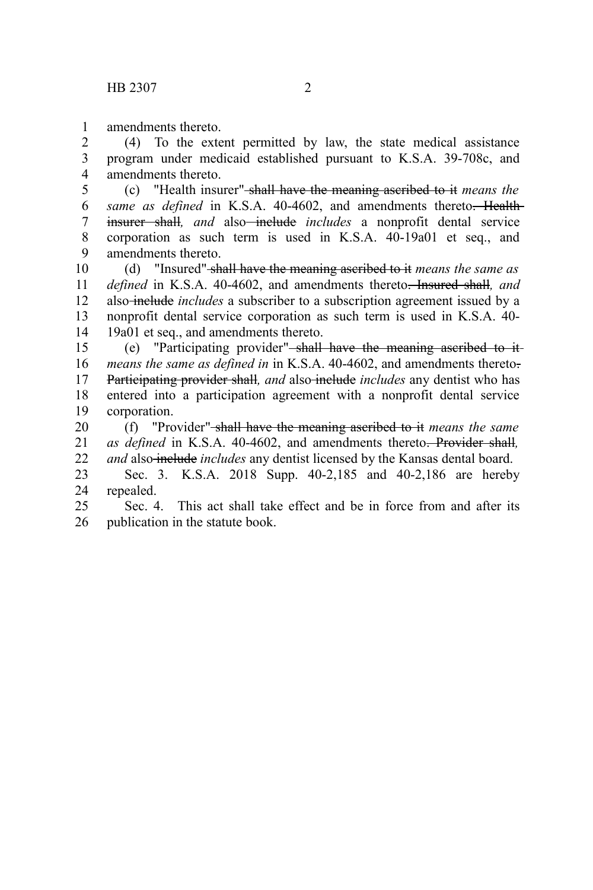amendments thereto.

(4) To the extent permitted by law, the state medical assistance program under medicaid established pursuant to K.S.A. 39-708c, and amendments thereto.

(c) "Health insurer" ~~shall have the meaning ascribed to it~~ *means the same as defined* in K.S.A. 40-4602, and amendments thereto~~. Health insurer shall~~*, and* also ~~include~~ *includes* a nonprofit dental service corporation as such term is used in K.S.A. 40-19a01 et seq., and amendments thereto.

(d) "Insured" ~~shall have the meaning ascribed to it~~ *means the same as defined* in K.S.A. 40-4602, and amendments thereto~~. Insured shall~~*, and* also ~~include~~ *includes* a subscriber to a subscription agreement issued by a nonprofit dental service corporation as such term is used in K.S.A. 40-19a01 et seq., and amendments thereto.

(e) "Participating provider" ~~shall have the meaning ascribed to it~~ *means the same as defined in* in K.S.A. 40-4602, and amendments thereto~~. Participating provider shall~~*, and* also ~~include~~ *includes* any dentist who has entered into a participation agreement with a nonprofit dental service corporation.

(f) "Provider" ~~shall have the meaning ascribed to it~~ *means the same as defined* in K.S.A. 40-4602, and amendments thereto~~. Provider shall~~*, and* also ~~include~~ *includes* any dentist licensed by the Kansas dental board.

Sec. 3. K.S.A. 2018 Supp. 40-2,185 and 40-2,186 are hereby repealed.

Sec. 4. This act shall take effect and be in force from and after its publication in the statute book.